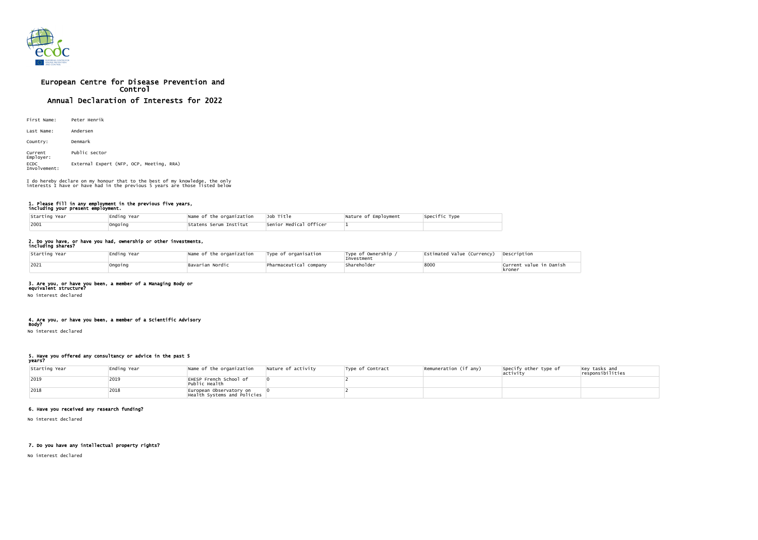# European Centre for Disease Prevention and Control

## Annual Declaration of Interests for 2022

First Name: Peter Henrik

Last Name: Andersen

Country: Denmark

Current Employer: Public sector

ECDC Involvement: External Expert (NFP, OCP, Meeting, RRA)

I do hereby declare on my honour that to the best of my knowledge, the only interests I have or have had in the previous 5 years are those listed below

### 1. Please fill in any employment in the previous five years, including your present employment.

| Starting Year | Ending Year | Name of the organization | Job Title | Nature of Employment | Specific Type |
|---|---|---|---|---|---|
| 2001 | Ongoing | Statens Serum Institut | Senior Medical Officer | 1 | |

### 2. Do you have, or have you had, ownership or other investments, including shares?

| Starting Year | Ending Year | Name of the organization | Type of organisation | Type of Ownership / Investment | Estimated Value (Currency) | Description |
|---|---|---|---|---|---|---|
| 2021 | Ongoing | Bavarian Nordic | Pharmaceutical company | Shareholder | 8000 | Current value in Danish kroner |

### 3. Are you, or have you been, a member of a Managing Body or equivalent structure?

No interest declared

### 4. Are you, or have you been, a member of a Scientific Advisory Body?

No interest declared

### 5. Have you offered any consultancy or advice in the past 5 years?

| Starting Year | Ending Year | Name of the organization | Nature of activity | Type of Contract | Remuneration (if any) | Specify other type of activity | Key tasks and responsibilities |
|---|---|---|---|---|---|---|---|
| 2019 | 2019 | EHESP French School of Public Health | 0 | 2 | | | |
| 2018 | 2018 | European Observatory on Health Systems and Policies | 0 | 2 | | | |

### 6. Have you received any research funding?

No interest declared

### 7. Do you have any intellectual property rights?

No interest declared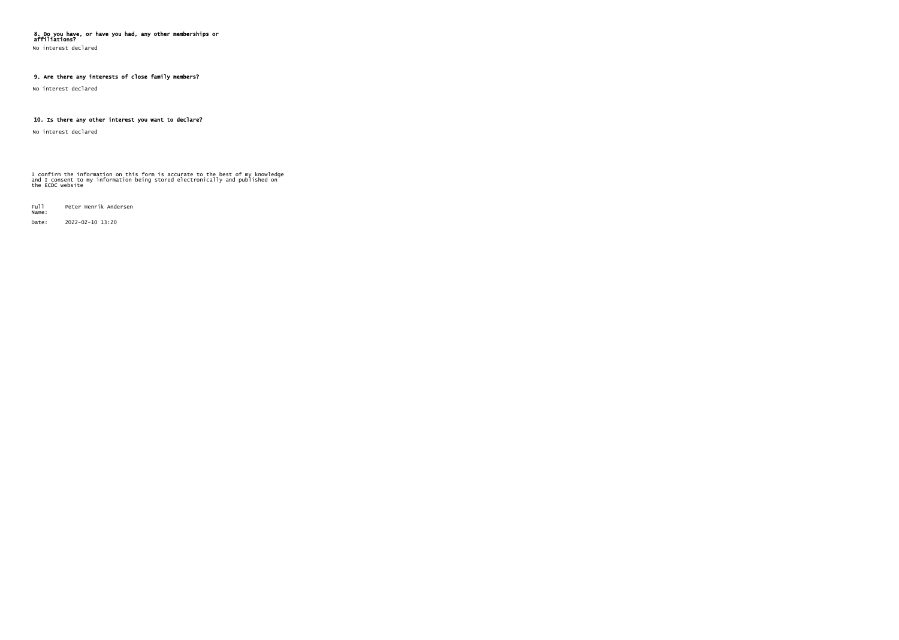**8. Do you have, or have you had, any other memberships or affiliations?**

No interest declared

**9. Are there any interests of close family members?**

No interest declared

**10. Is there any other interest you want to declare?**

No interest declared

I confirm the information on this form is accurate to the best of my knowledge and I consent to my information being stored electronically and published on the ECDC website

| | |
|---|---|
| Full Name: | Peter Henrik Andersen |
| Date: | 2022-02-10 13:20 |